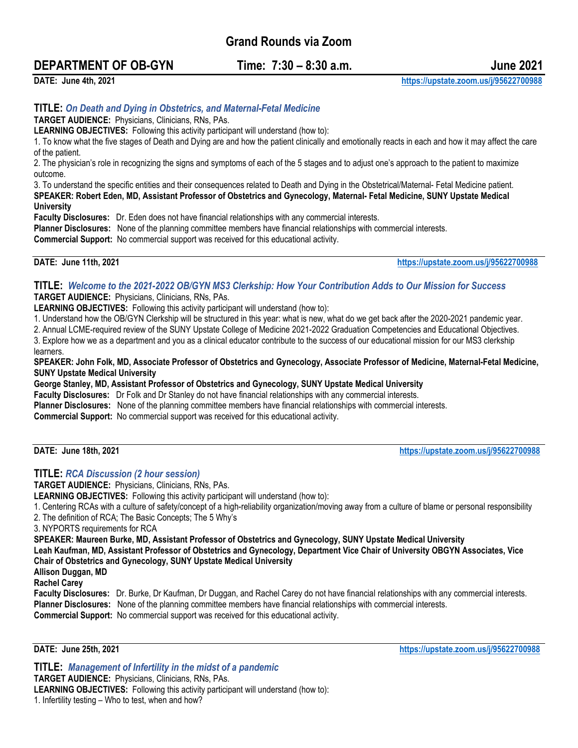# Grand Rounds via Zoom

## DEPARTMENT OF OB-GYN — Time: 7:30 – 8:30 a.m. — June 2021

**DATE: June 4th, 2021** — https://upstate.zoom.us/j/95622700988

### TITLE: *On Death and Dying in Obstetrics, and Maternal-Fetal Medicine*

**TARGET AUDIENCE:** Physicians, Clinicians, RNs, PAs.

**LEARNING OBJECTIVES:** Following this activity participant will understand (how to):

1. To know what the five stages of Death and Dying are and how the patient clinically and emotionally reacts in each and how it may affect the care of the patient.
2. The physician's role in recognizing the signs and symptoms of each of the 5 stages and to adjust one's approach to the patient to maximize outcome.
3. To understand the specific entities and their consequences related to Death and Dying in the Obstetrical/Maternal- Fetal Medicine patient.

**SPEAKER: Robert Eden, MD, Assistant Professor of Obstetrics and Gynecology, Maternal- Fetal Medicine, SUNY Upstate Medical University**

**Faculty Disclosures:** Dr. Eden does not have financial relationships with any commercial interests.

**Planner Disclosures:** None of the planning committee members have financial relationships with commercial interests.

**Commercial Support:** No commercial support was received for this educational activity.

---

**DATE: June 11th, 2021** — https://upstate.zoom.us/j/95622700988

### TITLE: *Welcome to the 2021-2022 OB/GYN MS3 Clerkship: How Your Contribution Adds to Our Mission for Success*

**TARGET AUDIENCE:** Physicians, Clinicians, RNs, PAs.

**LEARNING OBJECTIVES:** Following this activity participant will understand (how to):

1. Understand how the OB/GYN Clerkship will be structured in this year: what is new, what do we get back after the 2020-2021 pandemic year.
2. Annual LCME-required review of the SUNY Upstate College of Medicine 2021-2022 Graduation Competencies and Educational Objectives.
3. Explore how we as a department and you as a clinical educator contribute to the success of our educational mission for our MS3 clerkship learners.

**SPEAKER: John Folk, MD, Associate Professor of Obstetrics and Gynecology, Associate Professor of Medicine, Maternal-Fetal Medicine, SUNY Upstate Medical University**

**George Stanley, MD, Assistant Professor of Obstetrics and Gynecology, SUNY Upstate Medical University**

**Faculty Disclosures:** Dr Folk and Dr Stanley do not have financial relationships with any commercial interests.

**Planner Disclosures:** None of the planning committee members have financial relationships with commercial interests.

**Commercial Support:** No commercial support was received for this educational activity.

---

**DATE: June 18th, 2021** — https://upstate.zoom.us/j/95622700988

### TITLE: *RCA Discussion (2 hour session)*

**TARGET AUDIENCE:** Physicians, Clinicians, RNs, PAs.

**LEARNING OBJECTIVES:** Following this activity participant will understand (how to):

1. Centering RCAs with a culture of safety/concept of a high-reliability organization/moving away from a culture of blame or personal responsibility
2. The definition of RCA; The Basic Concepts; The 5 Why's
3. NYPORTS requirements for RCA

**SPEAKER: Maureen Burke, MD, Assistant Professor of Obstetrics and Gynecology, SUNY Upstate Medical University**

**Leah Kaufman, MD, Assistant Professor of Obstetrics and Gynecology, Department Vice Chair of University OBGYN Associates, Vice Chair of Obstetrics and Gynecology, SUNY Upstate Medical University**

**Allison Duggan, MD**

**Rachel Carey**

**Faculty Disclosures:** Dr. Burke, Dr Kaufman, Dr Duggan, and Rachel Carey do not have financial relationships with any commercial interests.

**Planner Disclosures:** None of the planning committee members have financial relationships with commercial interests.

**Commercial Support:** No commercial support was received for this educational activity.

---

**DATE: June 25th, 2021** — https://upstate.zoom.us/j/95622700988

### TITLE: *Management of Infertility in the midst of a pandemic*

**TARGET AUDIENCE:** Physicians, Clinicians, RNs, PAs.

**LEARNING OBJECTIVES:** Following this activity participant will understand (how to):

1. Infertility testing – Who to test, when and how?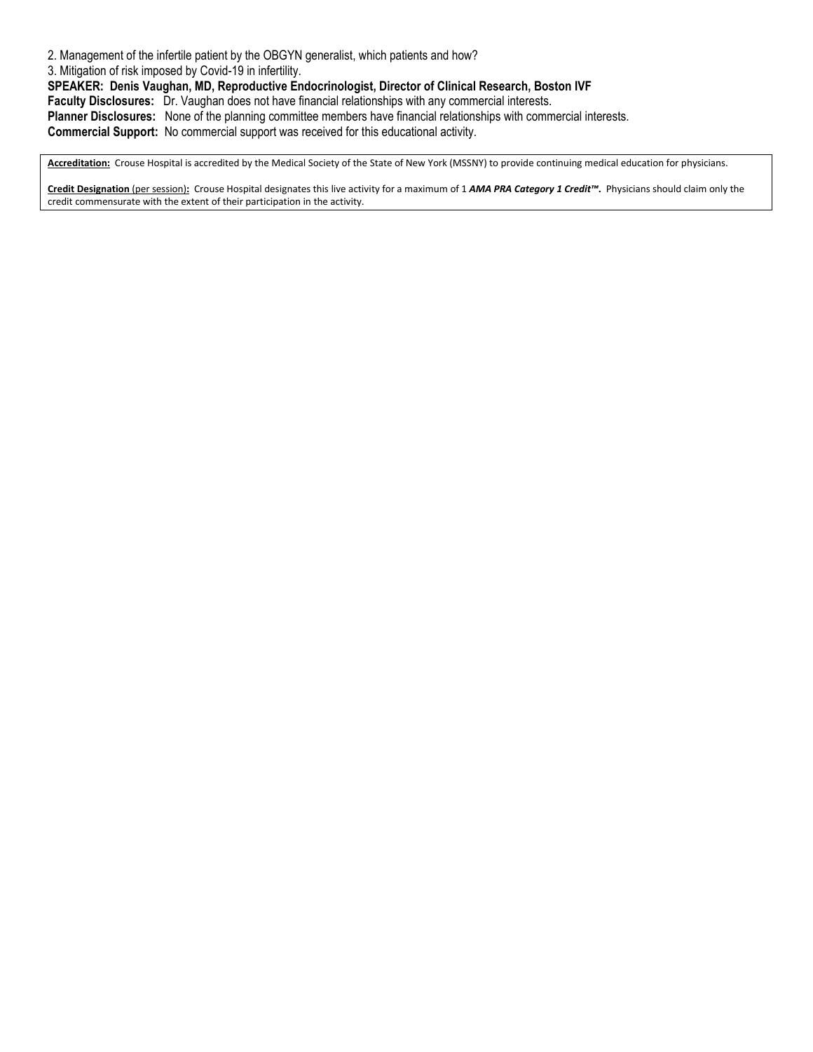2. Management of the infertile patient by the OBGYN generalist, which patients and how?

3. Mitigation of risk imposed by Covid-19 in infertility.

**SPEAKER: Denis Vaughan, MD, Reproductive Endocrinologist, Director of Clinical Research, Boston IVF**

**Faculty Disclosures:** Dr. Vaughan does not have financial relationships with any commercial interests.

**Planner Disclosures:** None of the planning committee members have financial relationships with commercial interests.

**Commercial Support:** No commercial support was received for this educational activity.

**Accreditation:** Crouse Hospital is accredited by the Medical Society of the State of New York (MSSNY) to provide continuing medical education for physicians.

**Credit Designation** (per session)**:** Crouse Hospital designates this live activity for a maximum of 1 ***AMA PRA Category 1 Credit™***. Physicians should claim only the credit commensurate with the extent of their participation in the activity.